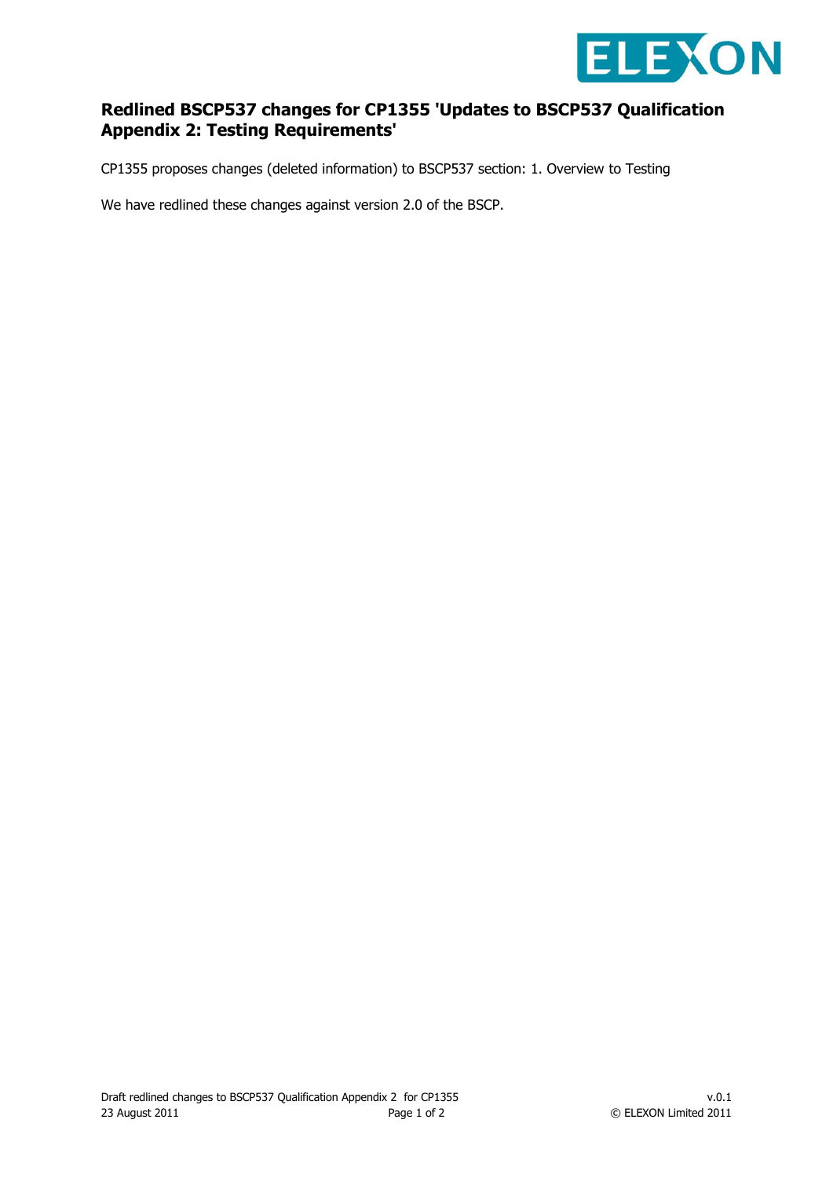## Redlined BSCP537 changes for CP1355 'Updates to BSCP537 Qualification Appendix 2: Testing Requirements'

CP1355 proposes changes (deleted information) to BSCP537 section: 1. Overview to Testing

We have redlined these changes against version 2.0 of the BSCP.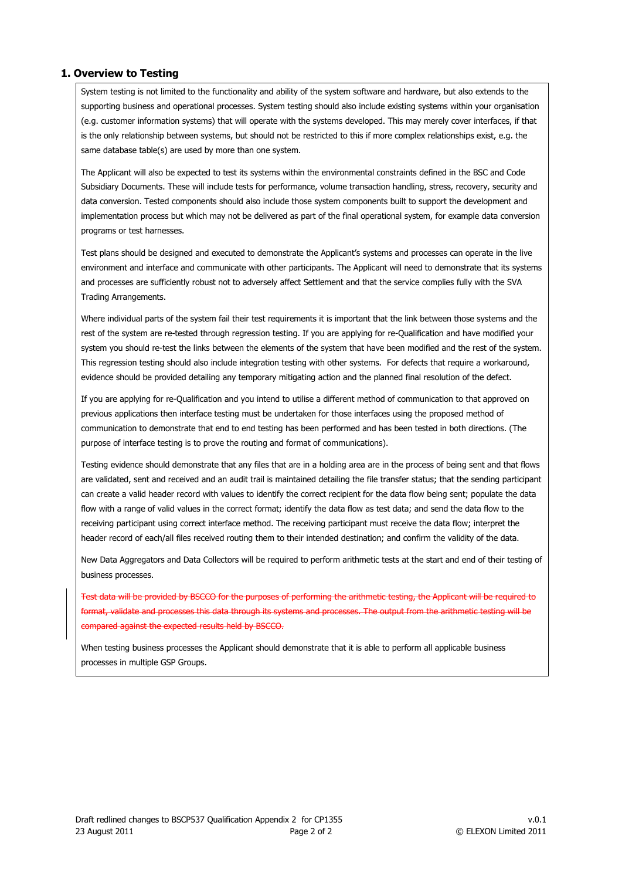## 1. Overview to Testing

System testing is not limited to the functionality and ability of the system software and hardware, but also extends to the supporting business and operational processes. System testing should also include existing systems within your organisation (e.g. customer information systems) that will operate with the systems developed. This may merely cover interfaces, if that is the only relationship between systems, but should not be restricted to this if more complex relationships exist, e.g. the same database table(s) are used by more than one system.

The Applicant will also be expected to test its systems within the environmental constraints defined in the BSC and Code Subsidiary Documents. These will include tests for performance, volume transaction handling, stress, recovery, security and data conversion. Tested components should also include those system components built to support the development and implementation process but which may not be delivered as part of the final operational system, for example data conversion programs or test harnesses.

Test plans should be designed and executed to demonstrate the Applicant's systems and processes can operate in the live environment and interface and communicate with other participants. The Applicant will need to demonstrate that its systems and processes are sufficiently robust not to adversely affect Settlement and that the service complies fully with the SVA Trading Arrangements.

Where individual parts of the system fail their test requirements it is important that the link between those systems and the rest of the system are re-tested through regression testing. If you are applying for re-Qualification and have modified your system you should re-test the links between the elements of the system that have been modified and the rest of the system. This regression testing should also include integration testing with other systems. For defects that require a workaround, evidence should be provided detailing any temporary mitigating action and the planned final resolution of the defect.

If you are applying for re-Qualification and you intend to utilise a different method of communication to that approved on previous applications then interface testing must be undertaken for those interfaces using the proposed method of communication to demonstrate that end to end testing has been performed and has been tested in both directions. (The purpose of interface testing is to prove the routing and format of communications).

Testing evidence should demonstrate that any files that are in a holding area are in the process of being sent and that flows are validated, sent and received and an audit trail is maintained detailing the file transfer status; that the sending participant can create a valid header record with values to identify the correct recipient for the data flow being sent; populate the data flow with a range of valid values in the correct format; identify the data flow as test data; and send the data flow to the receiving participant using correct interface method. The receiving participant must receive the data flow; interpret the header record of each/all files received routing them to their intended destination; and confirm the validity of the data.

New Data Aggregators and Data Collectors will be required to perform arithmetic tests at the start and end of their testing of business processes.

~~Test data will be provided by BSCCO for the purposes of performing the arithmetic testing, the Applicant will be required to format, validate and processes this data through its systems and processes. The output from the arithmetic testing will be compared against the expected results held by BSCCO.~~

When testing business processes the Applicant should demonstrate that it is able to perform all applicable business processes in multiple GSP Groups.